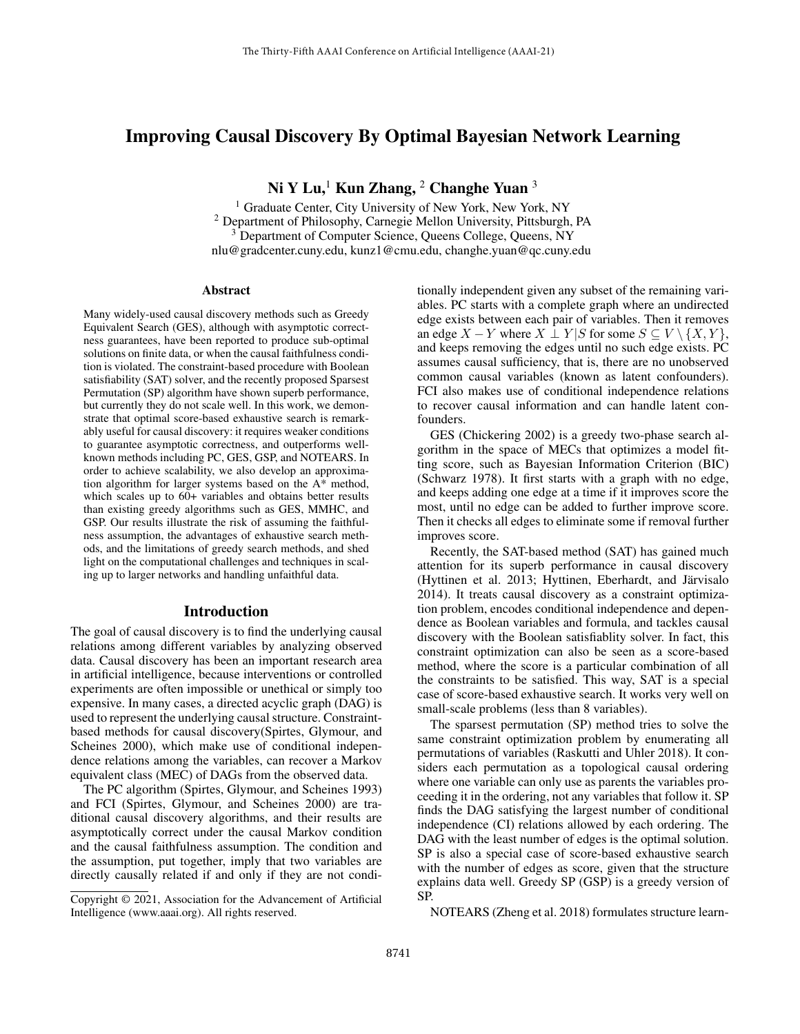# Improving Causal Discovery By Optimal Bayesian Network Learning

**Ni Y Lu,[1] Kun Zhang,[2] Changhe Yuan[3]**

[1] Graduate Center, City University of New York, New York, NY
[2] Department of Philosophy, Carnegie Mellon University, Pittsburgh, PA
[3] Department of Computer Science, Queens College, Queens, NY
nlu@gradcenter.cuny.edu, kunz1@cmu.edu, changhe.yuan@qc.cuny.edu

## Abstract

Many widely-used causal discovery methods such as Greedy Equivalent Search (GES), although with asymptotic correctness guarantees, have been reported to produce sub-optimal solutions on finite data, or when the causal faithfulness condition is violated. The constraint-based procedure with Boolean satisfiability (SAT) solver, and the recently proposed Sparsest Permutation (SP) algorithm have shown superb performance, but currently they do not scale well. In this work, we demonstrate that optimal score-based exhaustive search is remarkably useful for causal discovery: it requires weaker conditions to guarantee asymptotic correctness, and outperforms well-known methods including PC, GES, GSP, and NOTEARS. In order to achieve scalability, we also develop an approximation algorithm for larger systems based on the A* method, which scales up to 60+ variables and obtains better results than existing greedy algorithms such as GES, MMHC, and GSP. Our results illustrate the risk of assuming the faithfulness assumption, the advantages of exhaustive search methods, and the limitations of greedy search methods, and shed light on the computational challenges and techniques in scaling up to larger networks and handling unfaithful data.

## Introduction

The goal of causal discovery is to find the underlying causal relations among different variables by analyzing observed data. Causal discovery has been an important research area in artificial intelligence, because interventions or controlled experiments are often impossible or unethical or simply too expensive. In many cases, a directed acyclic graph (DAG) is used to represent the underlying causal structure. Constraint-based methods for causal discovery(Spirtes, Glymour, and Scheines 2000), which make use of conditional independence relations among the variables, can recover a Markov equivalent class (MEC) of DAGs from the observed data.

The PC algorithm (Spirtes, Glymour, and Scheines 1993) and FCI (Spirtes, Glymour, and Scheines 2000) are traditional causal discovery algorithms, and their results are asymptotically correct under the causal Markov condition and the causal faithfulness assumption. The condition and the assumption, put together, imply that two variables are directly causally related if and only if they are not conditionally independent given any subset of the remaining variables. PC starts with a complete graph where an undirected edge exists between each pair of variables. Then it removes an edge $X - Y$ where $X \perp Y | S$ for some $S \subseteq V \setminus \{X, Y\}$, and keeps removing the edges until no such edge exists. PC assumes causal sufficiency, that is, there are no unobserved common causal variables (known as latent confounders). FCI also makes use of conditional independence relations to recover causal information and can handle latent confounders.

GES (Chickering 2002) is a greedy two-phase search algorithm in the space of MECs that optimizes a model fitting score, such as Bayesian Information Criterion (BIC) (Schwarz 1978). It first starts with a graph with no edge, and keeps adding one edge at a time if it improves score the most, until no edge can be added to further improve score. Then it checks all edges to eliminate some if removal further improves score.

Recently, the SAT-based method (SAT) has gained much attention for its superb performance in causal discovery (Hyttinen et al. 2013; Hyttinen, Eberhardt, and Järvisalo 2014). It treats causal discovery as a constraint optimization problem, encodes conditional independence and dependence as Boolean variables and formula, and tackles causal discovery with the Boolean satisfiablity solver. In fact, this constraint optimization can also be seen as a score-based method, where the score is a particular combination of all the constraints to be satisfied. This way, SAT is a special case of score-based exhaustive search. It works very well on small-scale problems (less than 8 variables).

The sparsest permutation (SP) method tries to solve the same constraint optimization problem by enumerating all permutations of variables (Raskutti and Uhler 2018). It considers each permutation as a topological causal ordering where one variable can only use as parents the variables proceeding it in the ordering, not any variables that follow it. SP finds the DAG satisfying the largest number of conditional independence (CI) relations allowed by each ordering. The DAG with the least number of edges is the optimal solution. SP is also a special case of score-based exhaustive search with the number of edges as score, given that the structure explains data well. Greedy SP (GSP) is a greedy version of SP.

NOTEARS (Zheng et al. 2018) formulates structure learn-

Copyright © 2021, Association for the Advancement of Artificial Intelligence (www.aaai.org). All rights reserved.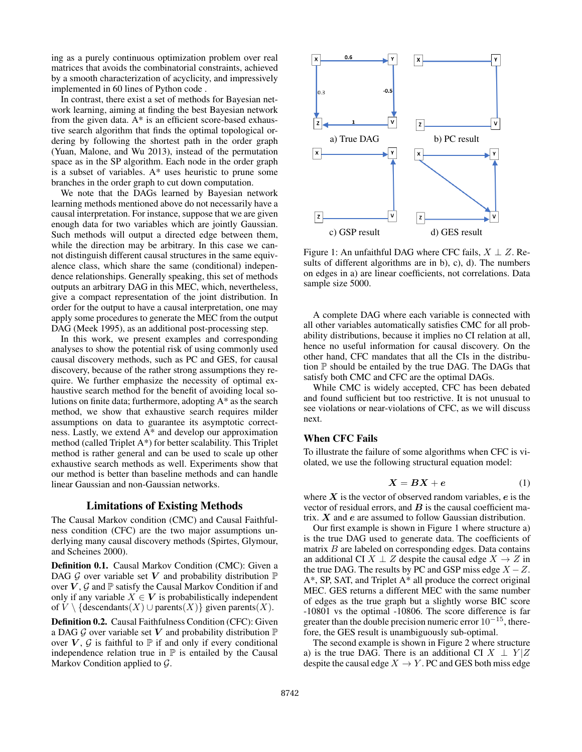ing as a purely continuous optimization problem over real matrices that avoids the combinatorial constraints, achieved by a smooth characterization of acyclicity, and impressively implemented in 60 lines of Python code .

In contrast, there exist a set of methods for Bayesian network learning, aiming at finding the best Bayesian network from the given data. A* is an efficient score-based exhaustive search algorithm that finds the optimal topological ordering by following the shortest path in the order graph (Yuan, Malone, and Wu 2013), instead of the permutation space as in the SP algorithm. Each node in the order graph is a subset of variables. A* uses heuristic to prune some branches in the order graph to cut down computation.

We note that the DAGs learned by Bayesian network learning methods mentioned above do not necessarily have a causal interpretation. For instance, suppose that we are given enough data for two variables which are jointly Gaussian. Such methods will output a directed edge between them, while the direction may be arbitrary. In this case we cannot distinguish different causal structures in the same equivalence class, which share the same (conditional) independence relationships. Generally speaking, this set of methods outputs an arbitrary DAG in this MEC, which, nevertheless, give a compact representation of the joint distribution. In order for the output to have a causal interpretation, one may apply some procedures to generate the MEC from the output DAG (Meek 1995), as an additional post-processing step.

In this work, we present examples and corresponding analyses to show the potential risk of using commonly used causal discovery methods, such as PC and GES, for causal discovery, because of the rather strong assumptions they require. We further emphasize the necessity of optimal exhaustive search method for the benefit of avoiding local solutions on finite data; furthermore, adopting A* as the search method, we show that exhaustive search requires milder assumptions on data to guarantee its asymptotic correctness. Lastly, we extend A* and develop our approximation method (called Triplet A*) for better scalability. This Triplet method is rather general and can be used to scale up other exhaustive search methods as well. Experiments show that our method is better than baseline methods and can handle linear Gaussian and non-Gaussian networks.

## Limitations of Existing Methods

The Causal Markov condition (CMC) and Causal Faithfulness condition (CFC) are the two major assumptions underlying many causal discovery methods (Spirtes, Glymour, and Scheines 2000).

**Definition 0.1.** Causal Markov Condition (CMC): Given a DAG $\mathcal{G}$ over variable set $\boldsymbol{V}$ and probability distribution $\mathbb{P}$ over $\boldsymbol{V}$, $\mathcal{G}$ and $\mathbb{P}$ satisfy the Causal Markov Condition if and only if any variable $X \in \boldsymbol{V}$ is probabilistically independent of $V \setminus \{\text{descendants}(X) \cup \text{parents}(X)\}$ given parents$(X)$.

**Definition 0.2.** Causal Faithfulness Condition (CFC): Given a DAG $\mathcal{G}$ over variable set $\boldsymbol{V}$ and probability distribution $\mathbb{P}$ over $\boldsymbol{V}$, $\mathcal{G}$ is faithful to $\mathbb{P}$ if and only if every conditional independence relation true in $\mathbb{P}$ is entailed by the Causal Markov Condition applied to $\mathcal{G}$.

Figure 1: An unfaithful DAG where CFC fails, $X \perp Z$. Results of different algorithms are in b), c), d). The numbers on edges in a) are linear coefficients, not correlations. Data sample size 5000.

A complete DAG where each variable is connected with all other variables automatically satisfies CMC for all probability distributions, because it implies no CI relation at all, hence no useful information for causal discovery. On the other hand, CFC mandates that all the CIs in the distribution $\mathbb{P}$ should be entailed by the true DAG. The DAGs that satisfy both CMC and CFC are the optimal DAGs.

While CMC is widely accepted, CFC has been debated and found sufficient but too restrictive. It is not unusual to see violations or near-violations of CFC, as we will discuss next.

### When CFC Fails

To illustrate the failure of some algorithms when CFC is violated, we use the following structural equation model:

$$\boldsymbol{X} = \boldsymbol{B}\boldsymbol{X} + \boldsymbol{e} \tag{1}$$

where $\boldsymbol{X}$ is the vector of observed random variables, $\boldsymbol{e}$ is the vector of residual errors, and $\boldsymbol{B}$ is the causal coefficient matrix. $\boldsymbol{X}$ and $\boldsymbol{e}$ are assumed to follow Gaussian distribution.

Our first example is shown in Figure 1 where structure a) is the true DAG used to generate data. The coefficients of matrix $B$ are labeled on corresponding edges. Data contains an additional CI $X \perp Z$ despite the causal edge $X \to Z$ in the true DAG. The results by PC and GSP miss edge $X - Z$. A*, SP, SAT, and Triplet A* all produce the correct original MEC. GES returns a different MEC with the same number of edges as the true graph but a slightly worse BIC score -10801 vs the optimal -10806. The score difference is far greater than the double precision numeric error $10^{-15}$, therefore, the GES result is unambiguously sub-optimal.

The second example is shown in Figure 2 where structure a) is the true DAG. There is an additional CI $X \perp Y|Z$ despite the causal edge $X \to Y$. PC and GES both miss edge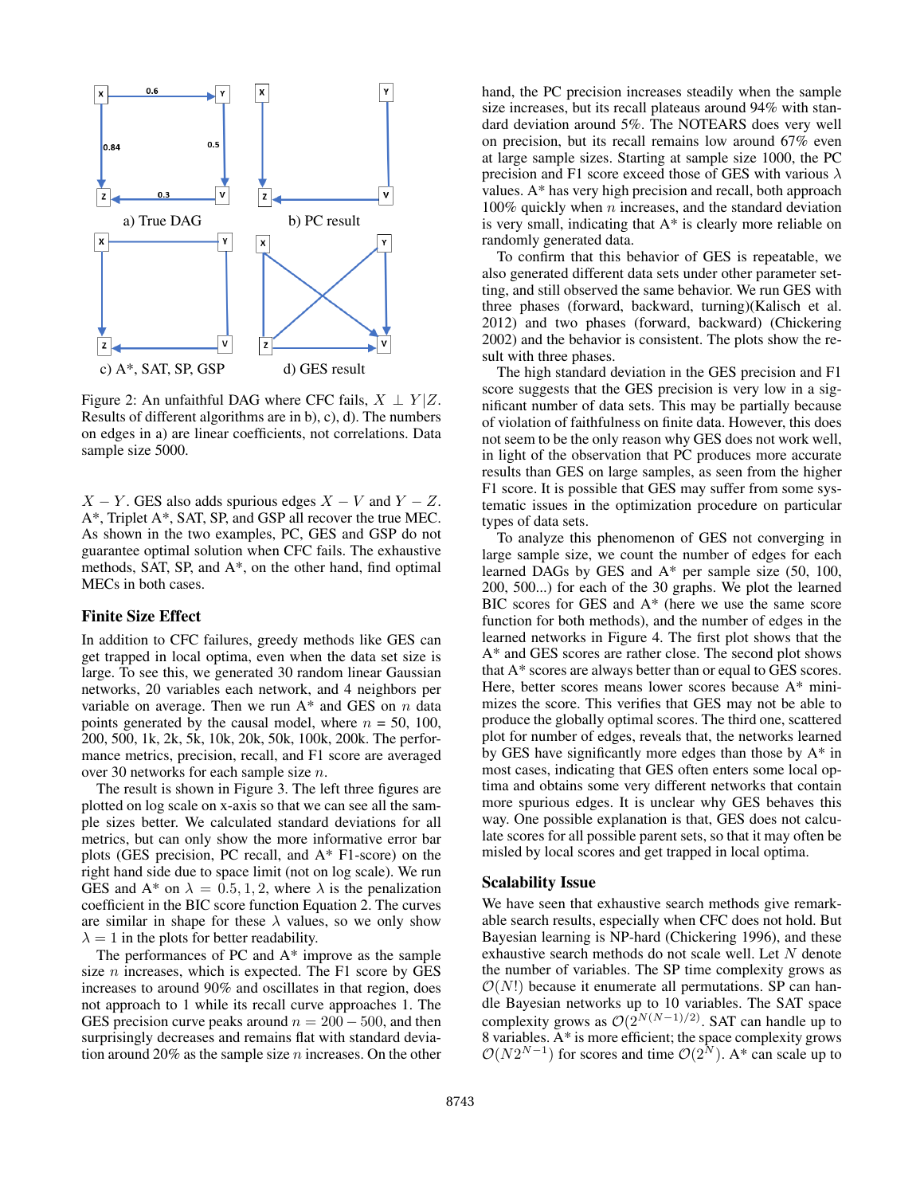a) True DAG

b) PC result

c) A*, SAT, SP, GSP

d) GES result

Figure 2: An unfaithful DAG where CFC fails, $X \perp Y | Z$. Results of different algorithms are in b), c), d). The numbers on edges in a) are linear coefficients, not correlations. Data sample size 5000.

$X - Y$. GES also adds spurious edges $X - V$ and $Y - Z$. A*, Triplet A*, SAT, SP, and GSP all recover the true MEC. As shown in the two examples, PC, GES and GSP do not guarantee optimal solution when CFC fails. The exhaustive methods, SAT, SP, and A*, on the other hand, find optimal MECs in both cases.

## Finite Size Effect

In addition to CFC failures, greedy methods like GES can get trapped in local optima, even when the data set size is large. To see this, we generated 30 random linear Gaussian networks, 20 variables each network, and 4 neighbors per variable on average. Then we run A* and GES on $n$ data points generated by the causal model, where $n$ = 50, 100, 200, 500, 1k, 2k, 5k, 10k, 20k, 50k, 100k, 200k. The performance metrics, precision, recall, and F1 score are averaged over 30 networks for each sample size $n$.

The result is shown in Figure 3. The left three figures are plotted on log scale on x-axis so that we can see all the sample sizes better. We calculated standard deviations for all metrics, but can only show the more informative error bar plots (GES precision, PC recall, and A* F1-score) on the right hand side due to space limit (not on log scale). We run GES and A* on $\lambda = 0.5, 1, 2$, where $\lambda$ is the penalization coefficient in the BIC score function Equation 2. The curves are similar in shape for these $\lambda$ values, so we only show $\lambda = 1$ in the plots for better readability.

The performances of PC and A* improve as the sample size $n$ increases, which is expected. The F1 score by GES increases to around 90% and oscillates in that region, does not approach to 1 while its recall curve approaches 1. The GES precision curve peaks around $n = 200 - 500$, and then surprisingly decreases and remains flat with standard deviation around 20% as the sample size $n$ increases. On the other hand, the PC precision increases steadily when the sample size increases, but its recall plateaus around 94% with standard deviation around 5%. The NOTEARS does very well on precision, but its recall remains low around 67% even at large sample sizes. Starting at sample size 1000, the PC precision and F1 score exceed those of GES with various $\lambda$ values. A* has very high precision and recall, both approach 100% quickly when $n$ increases, and the standard deviation is very small, indicating that A* is clearly more reliable on randomly generated data.

To confirm that this behavior of GES is repeatable, we also generated different data sets under other parameter setting, and still observed the same behavior. We run GES with three phases (forward, backward, turning)(Kalisch et al. 2012) and two phases (forward, backward) (Chickering 2002) and the behavior is consistent. The plots show the result with three phases.

The high standard deviation in the GES precision and F1 score suggests that the GES precision is very low in a significant number of data sets. This may be partially because of violation of faithfulness on finite data. However, this does not seem to be the only reason why GES does not work well, in light of the observation that PC produces more accurate results than GES on large samples, as seen from the higher F1 score. It is possible that GES may suffer from some systematic issues in the optimization procedure on particular types of data sets.

To analyze this phenomenon of GES not converging in large sample size, we count the number of edges for each learned DAGs by GES and A* per sample size (50, 100, 200, 500...) for each of the 30 graphs. We plot the learned BIC scores for GES and A* (here we use the same score function for both methods), and the number of edges in the learned networks in Figure 4. The first plot shows that the A* and GES scores are rather close. The second plot shows that A* scores are always better than or equal to GES scores. Here, better scores means lower scores because A* minimizes the score. This verifies that GES may not be able to produce the globally optimal scores. The third one, scattered plot for number of edges, reveals that, the networks learned by GES have significantly more edges than those by A* in most cases, indicating that GES often enters some local optima and obtains some very different networks that contain more spurious edges. It is unclear why GES behaves this way. One possible explanation is that, GES does not calculate scores for all possible parent sets, so that it may often be misled by local scores and get trapped in local optima.

## Scalability Issue

We have seen that exhaustive search methods give remarkable search results, especially when CFC does not hold. But Bayesian learning is NP-hard (Chickering 1996), and these exhaustive search methods do not scale well. Let $N$ denote the number of variables. The SP time complexity grows as $\mathcal{O}(N!)$ because it enumerate all permutations. SP can handle Bayesian networks up to 10 variables. The SAT space complexity grows as $\mathcal{O}(2^{N(N-1)/2})$. SAT can handle up to 8 variables. A* is more efficient; the space complexity grows $\mathcal{O}(N2^{N-1})$ for scores and time $\mathcal{O}(2^N)$. A* can scale up to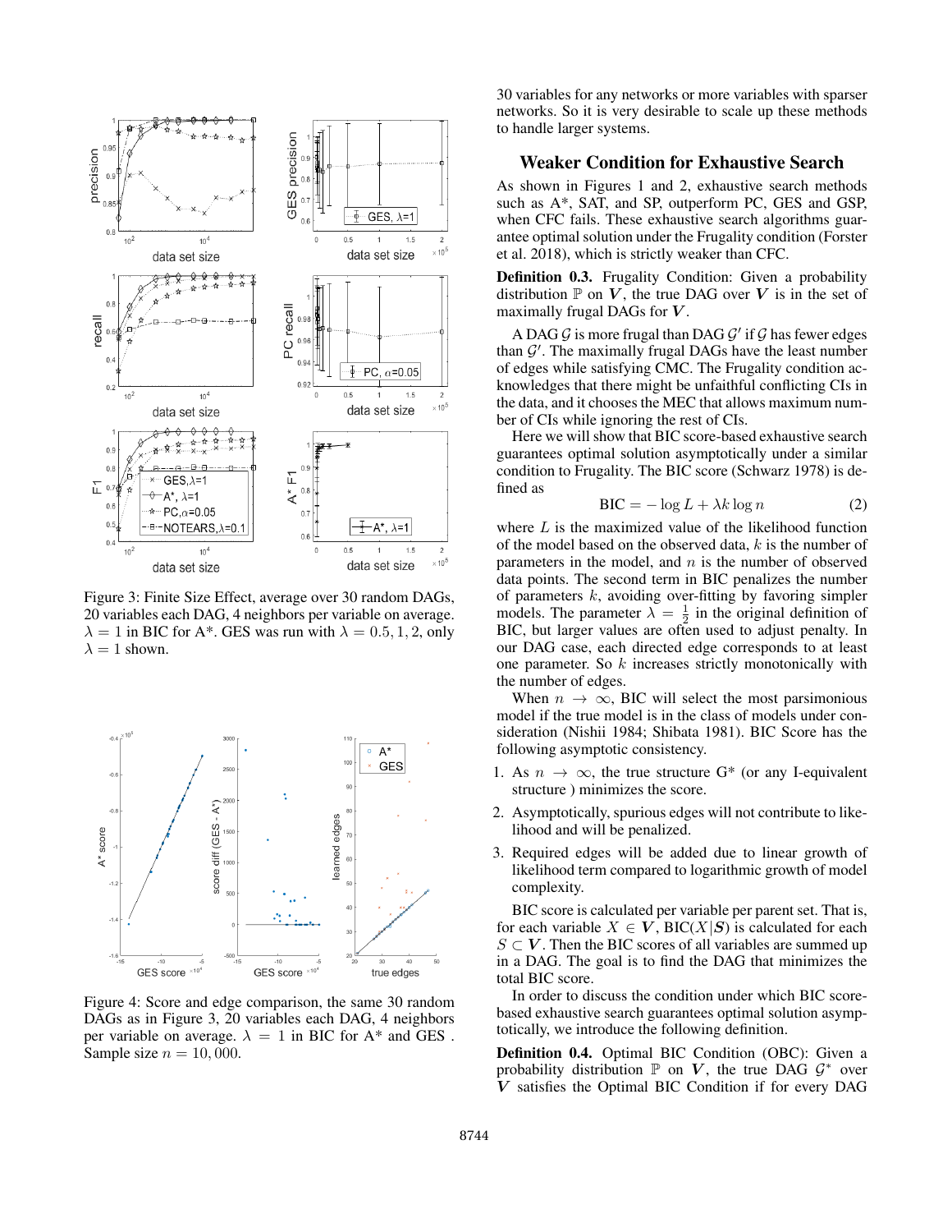Figure 3: Finite Size Effect, average over 30 random DAGs, 20 variables each DAG, 4 neighbors per variable on average. $\lambda = 1$ in BIC for A*. GES was run with $\lambda = 0.5, 1, 2$, only $\lambda = 1$ shown.

Figure 4: Score and edge comparison, the same 30 random DAGs as in Figure 3, 20 variables each DAG, 4 neighbors per variable on average. $\lambda = 1$ in BIC for A* and GES . Sample size $n = 10,000$.

30 variables for any networks or more variables with sparser networks. So it is very desirable to scale up these methods to handle larger systems.

## Weaker Condition for Exhaustive Search

As shown in Figures 1 and 2, exhaustive search methods such as A*, SAT, and SP, outperform PC, GES and GSP, when CFC fails. These exhaustive search algorithms guarantee optimal solution under the Frugality condition (Forster et al. 2018), which is strictly weaker than CFC.

**Definition 0.3.** Frugality Condition: Given a probability distribution $\mathbb{P}$ on $\boldsymbol{V}$, the true DAG over $\boldsymbol{V}$ is in the set of maximally frugal DAGs for $\boldsymbol{V}$.

A DAG $\mathcal{G}$ is more frugal than DAG $\mathcal{G}'$ if $\mathcal{G}$ has fewer edges than $\mathcal{G}'$. The maximally frugal DAGs have the least number of edges while satisfying CMC. The Frugality condition acknowledges that there might be unfaithful conflicting CIs in the data, and it chooses the MEC that allows maximum number of CIs while ignoring the rest of CIs.

Here we will show that BIC score-based exhaustive search guarantees optimal solution asymptotically under a similar condition to Frugality. The BIC score (Schwarz 1978) is defined as

$$\text{BIC} = -\log L + \lambda k \log n \tag{2}$$

where $L$ is the maximized value of the likelihood function of the model based on the observed data, $k$ is the number of parameters in the model, and $n$ is the number of observed data points. The second term in BIC penalizes the number of parameters $k$, avoiding over-fitting by favoring simpler models. The parameter $\lambda = \frac{1}{2}$ in the original definition of BIC, but larger values are often used to adjust penalty. In our DAG case, each directed edge corresponds to at least one parameter. So $k$ increases strictly monotonically with the number of edges.

When $n \rightarrow \infty$, BIC will select the most parsimonious model if the true model is in the class of models under consideration (Nishii 1984; Shibata 1981). BIC Score has the following asymptotic consistency.

1. As $n \rightarrow \infty$, the true structure G* (or any I-equivalent structure ) minimizes the score.
2. Asymptotically, spurious edges will not contribute to likelihood and will be penalized.
3. Required edges will be added due to linear growth of likelihood term compared to logarithmic growth of model complexity.

BIC score is calculated per variable per parent set. That is, for each variable $X \in \boldsymbol{V}$, $\text{BIC}(X|\boldsymbol{S})$ is calculated for each $S \subset \boldsymbol{V}$. Then the BIC scores of all variables are summed up in a DAG. The goal is to find the DAG that minimizes the total BIC score.

In order to discuss the condition under which BIC score-based exhaustive search guarantees optimal solution asymptotically, we introduce the following definition.

**Definition 0.4.** Optimal BIC Condition (OBC): Given a probability distribution $\mathbb{P}$ on $\boldsymbol{V}$, the true DAG $\mathcal{G}^*$ over $\boldsymbol{V}$ satisfies the Optimal BIC Condition if for every DAG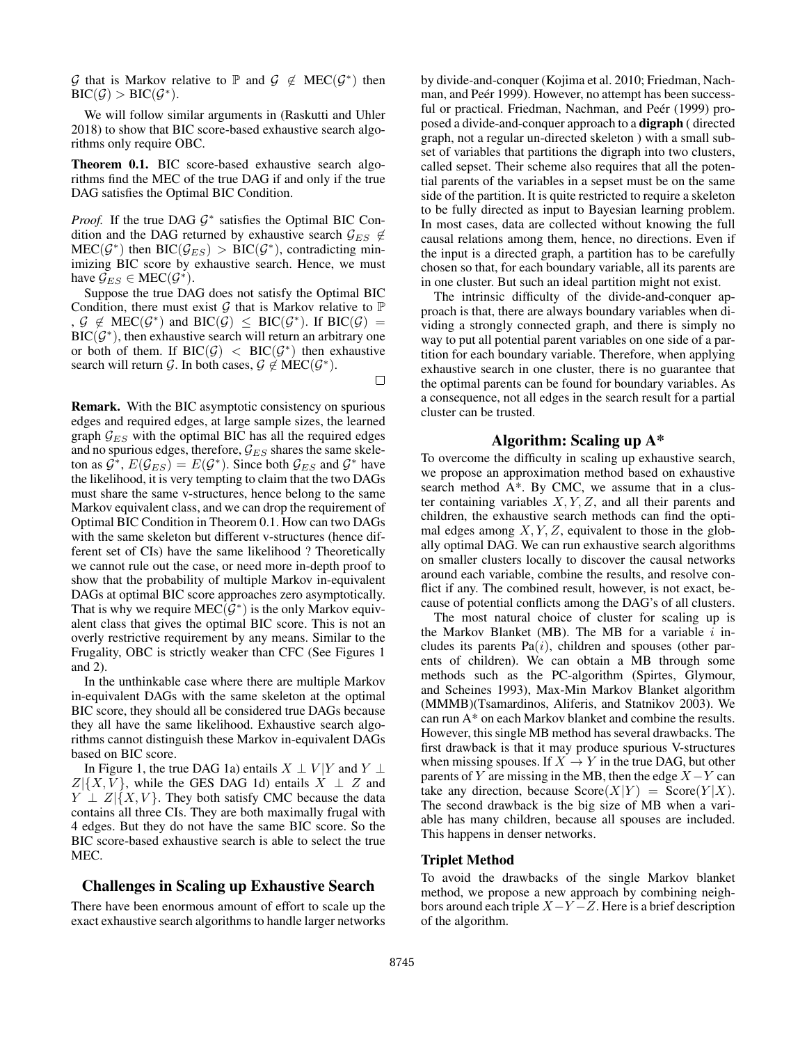$\mathcal{G}$ that is Markov relative to $\mathbb{P}$ and $\mathcal{G} \notin \text{MEC}(\mathcal{G}^*)$ then $\text{BIC}(\mathcal{G}) > \text{BIC}(\mathcal{G}^*)$.

We will follow similar arguments in (Raskutti and Uhler 2018) to show that BIC score-based exhaustive search algorithms only require OBC.

**Theorem 0.1.** BIC score-based exhaustive search algorithms find the MEC of the true DAG if and only if the true DAG satisfies the Optimal BIC Condition.

*Proof.* If the true DAG $\mathcal{G}^*$ satisfies the Optimal BIC Condition and the DAG returned by exhaustive search $\mathcal{G}_{ES} \notin \text{MEC}(\mathcal{G}^*)$ then $\text{BIC}(\mathcal{G}_{ES}) > \text{BIC}(\mathcal{G}^*)$, contradicting minimizing BIC score by exhaustive search. Hence, we must have $\mathcal{G}_{ES} \in \text{MEC}(\mathcal{G}^*)$.

Suppose the true DAG does not satisfy the Optimal BIC Condition, there must exist $\mathcal{G}$ that is Markov relative to $\mathbb{P}$, $\mathcal{G} \notin \text{MEC}(\mathcal{G}^*)$ and $\text{BIC}(\mathcal{G}) \leq \text{BIC}(\mathcal{G}^*)$. If $\text{BIC}(\mathcal{G}) = \text{BIC}(\mathcal{G}^*)$, then exhaustive search will return an arbitrary one or both of them. If $\text{BIC}(\mathcal{G}) < \text{BIC}(\mathcal{G}^*)$ then exhaustive search will return $\mathcal{G}$. In both cases, $\mathcal{G} \notin \text{MEC}(\mathcal{G}^*)$. □

**Remark.** With the BIC asymptotic consistency on spurious edges and required edges, at large sample sizes, the learned graph $\mathcal{G}_{ES}$ with the optimal BIC has all the required edges and no spurious edges, therefore, $\mathcal{G}_{ES}$ shares the same skeleton as $\mathcal{G}^*$, $E(\mathcal{G}_{ES}) = E(\mathcal{G}^*)$. Since both $\mathcal{G}_{ES}$ and $\mathcal{G}^*$ have the likelihood, it is very tempting to claim that the two DAGs must share the same v-structures, hence belong to the same Markov equivalent class, and we can drop the requirement of Optimal BIC Condition in Theorem 0.1. How can two DAGs with the same skeleton but different v-structures (hence different set of CIs) have the same likelihood ? Theoretically we cannot rule out the case, or need more in-depth proof to show that the probability of multiple Markov in-equivalent DAGs at optimal BIC score approaches zero asymptotically. That is why we require $\text{MEC}(\mathcal{G}^*)$ is the only Markov equivalent class that gives the optimal BIC score. This is not an overly restrictive requirement by any means. Similar to the Frugality, OBC is strictly weaker than CFC (See Figures 1 and 2).

In the unthinkable case where there are multiple Markov in-equivalent DAGs with the same skeleton at the optimal BIC score, they should all be considered true DAGs because they all have the same likelihood. Exhaustive search algorithms cannot distinguish these Markov in-equivalent DAGs based on BIC score.

In Figure 1, the true DAG 1a) entails $X \perp V|Y$ and $Y \perp Z|\{X, V\}$, while the GES DAG 1d) entails $X \perp Z$ and $Y \perp Z|\{X, V\}$. They both satisfy CMC because the data contains all three CIs. They are both maximally frugal with 4 edges. But they do not have the same BIC score. So the BIC score-based exhaustive search is able to select the true MEC.

## Challenges in Scaling up Exhaustive Search

There have been enormous amount of effort to scale up the exact exhaustive search algorithms to handle larger networks by divide-and-conquer (Kojima et al. 2010; Friedman, Nachman, and Peér 1999). However, no attempt has been successful or practical. Friedman, Nachman, and Peér (1999) proposed a divide-and-conquer approach to a **digraph** ( directed graph, not a regular un-directed skeleton ) with a small subset of variables that partitions the digraph into two clusters, called sepset. Their scheme also requires that all the potential parents of the variables in a sepset must be on the same side of the partition. It is quite restricted to require a skeleton to be fully directed as input to Bayesian learning problem. In most cases, data are collected without knowing the full causal relations among them, hence, no directions. Even if the input is a directed graph, a partition has to be carefully chosen so that, for each boundary variable, all its parents are in one cluster. But such an ideal partition might not exist.

The intrinsic difficulty of the divide-and-conquer approach is that, there are always boundary variables when dividing a strongly connected graph, and there is simply no way to put all potential parent variables on one side of a partition for each boundary variable. Therefore, when applying exhaustive search in one cluster, there is no guarantee that the optimal parents can be found for boundary variables. As a consequence, not all edges in the search result for a partial cluster can be trusted.

## Algorithm: Scaling up A*

To overcome the difficulty in scaling up exhaustive search, we propose an approximation method based on exhaustive search method A*. By CMC, we assume that in a cluster containing variables $X, Y, Z$, and all their parents and children, the exhaustive search methods can find the optimal edges among $X, Y, Z$, equivalent to those in the globally optimal DAG. We can run exhaustive search algorithms on smaller clusters locally to discover the causal networks around each variable, combine the results, and resolve conflict if any. The combined result, however, is not exact, because of potential conflicts among the DAG's of all clusters.

The most natural choice of cluster for scaling up is the Markov Blanket (MB). The MB for a variable $i$ includes its parents $\text{Pa}(i)$, children and spouses (other parents of children). We can obtain a MB through some methods such as the PC-algorithm (Spirtes, Glymour, and Scheines 1993), Max-Min Markov Blanket algorithm (MMMB)(Tsamardinos, Aliferis, and Statnikov 2003). We can run A* on each Markov blanket and combine the results. However, this single MB method has several drawbacks. The first drawback is that it may produce spurious V-structures when missing spouses. If $X \to Y$ in the true DAG, but other parents of $Y$ are missing in the MB, then the edge $X - Y$ can take any direction, because $\text{Score}(X|Y) = \text{Score}(Y|X)$. The second drawback is the big size of MB when a variable has many children, because all spouses are included. This happens in denser networks.

### Triplet Method

To avoid the drawbacks of the single Markov blanket method, we propose a new approach by combining neighbors around each triple $X - Y - Z$. Here is a brief description of the algorithm.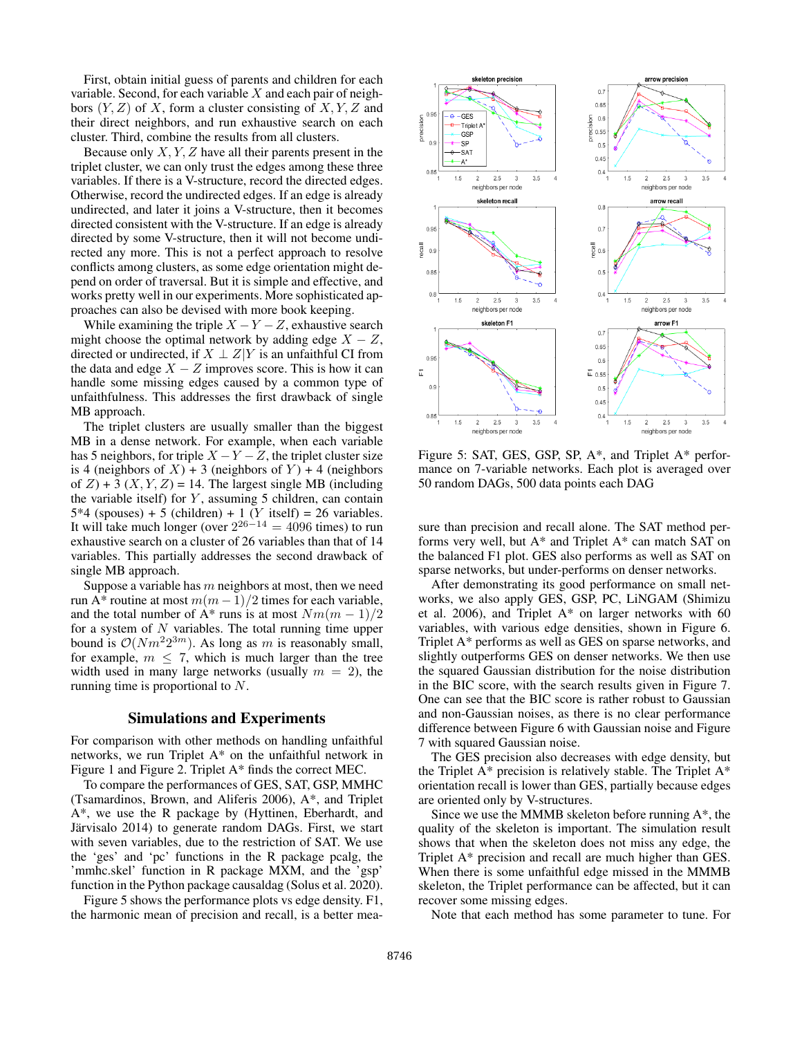First, obtain initial guess of parents and children for each variable. Second, for each variable $X$ and each pair of neighbors $(Y, Z)$ of $X$, form a cluster consisting of $X, Y, Z$ and their direct neighbors, and run exhaustive search on each cluster. Third, combine the results from all clusters.

Because only $X, Y, Z$ have all their parents present in the triplet cluster, we can only trust the edges among these three variables. If there is a V-structure, record the directed edges. Otherwise, record the undirected edges. If an edge is already undirected, and later it joins a V-structure, then it becomes directed consistent with the V-structure. If an edge is already directed by some V-structure, then it will not become undirected any more. This is not a perfect approach to resolve conflicts among clusters, as some edge orientation might depend on order of traversal. But it is simple and effective, and works pretty well in our experiments. More sophisticated approaches can also be devised with more book keeping.

While examining the triple $X - Y - Z$, exhaustive search might choose the optimal network by adding edge $X - Z$, directed or undirected, if $X \perp Z|Y$ is an unfaithful CI from the data and edge $X - Z$ improves score. This is how it can handle some missing edges caused by a common type of unfaithfulness. This addresses the first drawback of single MB approach.

The triplet clusters are usually smaller than the biggest MB in a dense network. For example, when each variable has 5 neighbors, for triple $X - Y - Z$, the triplet cluster size is 4 (neighbors of $X$) + 3 (neighbors of $Y$) + 4 (neighbors of $Z$) + 3 ($X, Y, Z$) = 14. The largest single MB (including the variable itself) for $Y$, assuming 5 children, can contain 5*4 (spouses) + 5 (children) + 1 ($Y$ itself) = 26 variables. It will take much longer (over $2^{26-14} = 4096$ times) to run exhaustive search on a cluster of 26 variables than that of 14 variables. This partially addresses the second drawback of single MB approach.

Suppose a variable has $m$ neighbors at most, then we need run A* routine at most $m(m-1)/2$ times for each variable, and the total number of A* runs is at most $Nm(m-1)/2$ for a system of $N$ variables. The total running time upper bound is $\mathcal{O}(Nm^2 2^{3m})$. As long as $m$ is reasonably small, for example, $m \le 7$, which is much larger than the tree width used in many large networks (usually $m = 2$), the running time is proportional to $N$.

## Simulations and Experiments

For comparison with other methods on handling unfaithful networks, we run Triplet A* on the unfaithful network in Figure 1 and Figure 2. Triplet A* finds the correct MEC.

To compare the performances of GES, SAT, GSP, MMHC (Tsamardinos, Brown, and Aliferis 2006), A*, and Triplet A*, we use the R package by (Hyttinen, Eberhardt, and Järvisalo 2014) to generate random DAGs. First, we start with seven variables, due to the restriction of SAT. We use the 'ges' and 'pc' functions in the R package pcalg, the 'mmhc.skel' function in R package MXM, and the 'gsp' function in the Python package causaldag (Solus et al. 2020).

Figure 5 shows the performance plots vs edge density. F1, the harmonic mean of precision and recall, is a better measure than precision and recall alone. The SAT method performs very well, but A* and Triplet A* can match SAT on the balanced F1 plot. GES also performs as well as SAT on sparse networks, but under-performs on denser networks.

Figure 5: SAT, GES, GSP, SP, A*, and Triplet A* performance on 7-variable networks. Each plot is averaged over 50 random DAGs, 500 data points each DAG

After demonstrating its good performance on small networks, we also apply GES, GSP, PC, LiNGAM (Shimizu et al. 2006), and Triplet A* on larger networks with 60 variables, with various edge densities, shown in Figure 6. Triplet A* performs as well as GES on sparse networks, and slightly outperforms GES on denser networks. We then use the squared Gaussian distribution for the noise distribution in the BIC score, with the search results given in Figure 7. One can see that the BIC score is rather robust to Gaussian and non-Gaussian noises, as there is no clear performance difference between Figure 6 with Gaussian noise and Figure 7 with squared Gaussian noise.

The GES precision also decreases with edge density, but the Triplet A* precision is relatively stable. The Triplet A* orientation recall is lower than GES, partially because edges are oriented only by V-structures.

Since we use the MMMB skeleton before running A*, the quality of the skeleton is important. The simulation result shows that when the skeleton does not miss any edge, the Triplet A* precision and recall are much higher than GES. When there is some unfaithful edge missed in the MMMB skeleton, the Triplet performance can be affected, but it can recover some missing edges.

Note that each method has some parameter to tune. For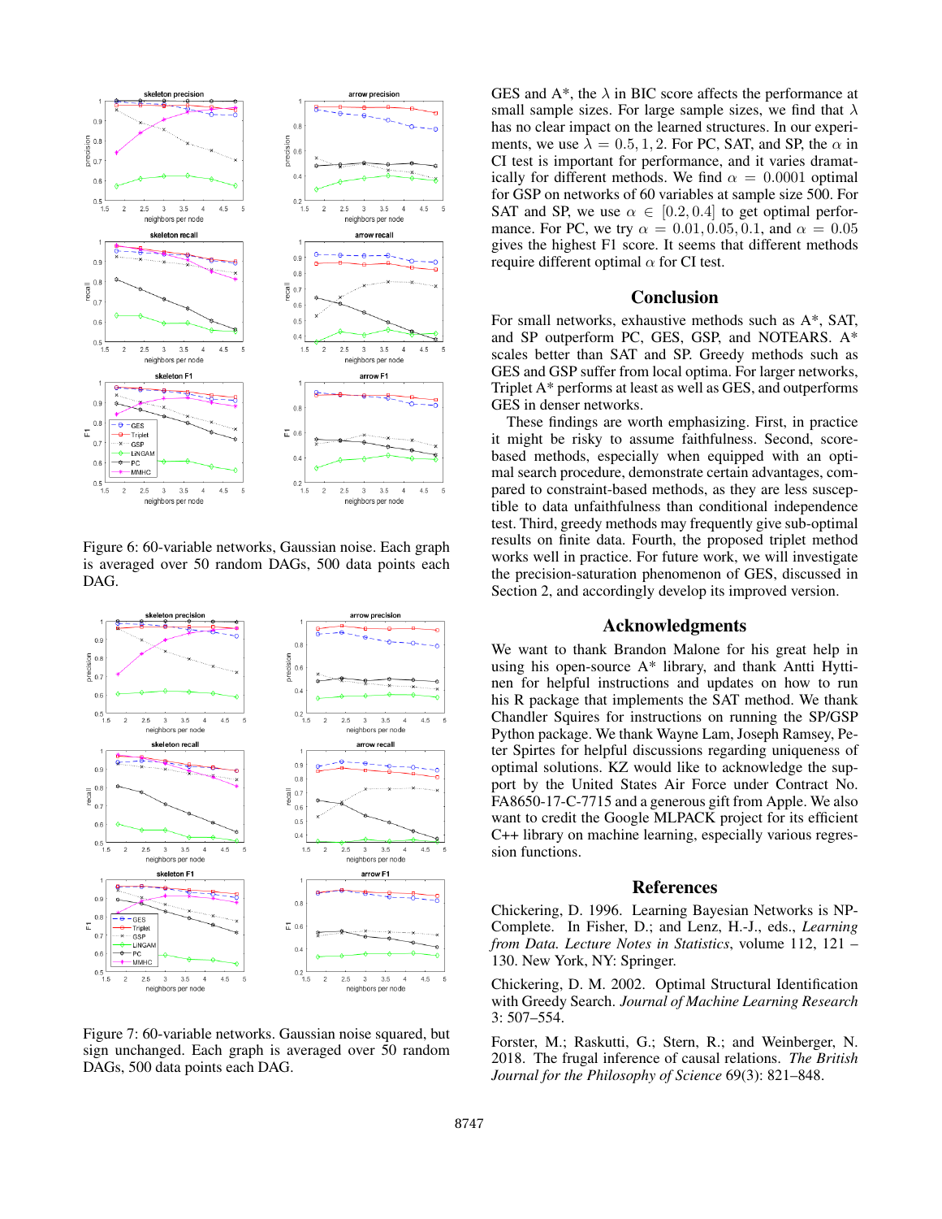Figure 6: 60-variable networks, Gaussian noise. Each graph is averaged over 50 random DAGs, 500 data points each DAG.

Figure 7: 60-variable networks. Gaussian noise squared, but sign unchanged. Each graph is averaged over 50 random DAGs, 500 data points each DAG.

GES and A*, the $\lambda$ in BIC score affects the performance at small sample sizes. For large sample sizes, we find that $\lambda$ has no clear impact on the learned structures. In our experiments, we use $\lambda = 0.5, 1, 2$. For PC, SAT, and SP, the $\alpha$ in CI test is important for performance, and it varies dramatically for different methods. We find $\alpha = 0.0001$ optimal for GSP on networks of 60 variables at sample size 500. For SAT and SP, we use $\alpha \in [0.2, 0.4]$ to get optimal performance. For PC, we try $\alpha = 0.01, 0.05, 0.1$, and $\alpha = 0.05$ gives the highest F1 score. It seems that different methods require different optimal $\alpha$ for CI test.

## Conclusion

For small networks, exhaustive methods such as A*, SAT, and SP outperform PC, GES, GSP, and NOTEARS. A* scales better than SAT and SP. Greedy methods such as GES and GSP suffer from local optima. For larger networks, Triplet A* performs at least as well as GES, and outperforms GES in denser networks.

These findings are worth emphasizing. First, in practice it might be risky to assume faithfulness. Second, score-based methods, especially when equipped with an optimal search procedure, demonstrate certain advantages, compared to constraint-based methods, as they are less susceptible to data unfaithfulness than conditional independence test. Third, greedy methods may frequently give sub-optimal results on finite data. Fourth, the proposed triplet method works well in practice. For future work, we will investigate the precision-saturation phenomenon of GES, discussed in Section 2, and accordingly develop its improved version.

## Acknowledgments

We want to thank Brandon Malone for his great help in using his open-source A* library, and thank Antti Hyttinen for helpful instructions and updates on how to run his R package that implements the SAT method. We thank Chandler Squires for instructions on running the SP/GSP Python package. We thank Wayne Lam, Joseph Ramsey, Peter Spirtes for helpful discussions regarding uniqueness of optimal solutions. KZ would like to acknowledge the support by the United States Air Force under Contract No. FA8650-17-C-7715 and a generous gift from Apple. We also want to credit the Google MLPACK project for its efficient C++ library on machine learning, especially various regression functions.

## References

Chickering, D. 1996. Learning Bayesian Networks is NP-Complete. In Fisher, D.; and Lenz, H.-J., eds., *Learning from Data. Lecture Notes in Statistics*, volume 112, 121 – 130. New York, NY: Springer.

Chickering, D. M. 2002. Optimal Structural Identification with Greedy Search. *Journal of Machine Learning Research* 3: 507–554.

Forster, M.; Raskutti, G.; Stern, R.; and Weinberger, N. 2018. The frugal inference of causal relations. *The British Journal for the Philosophy of Science* 69(3): 821–848.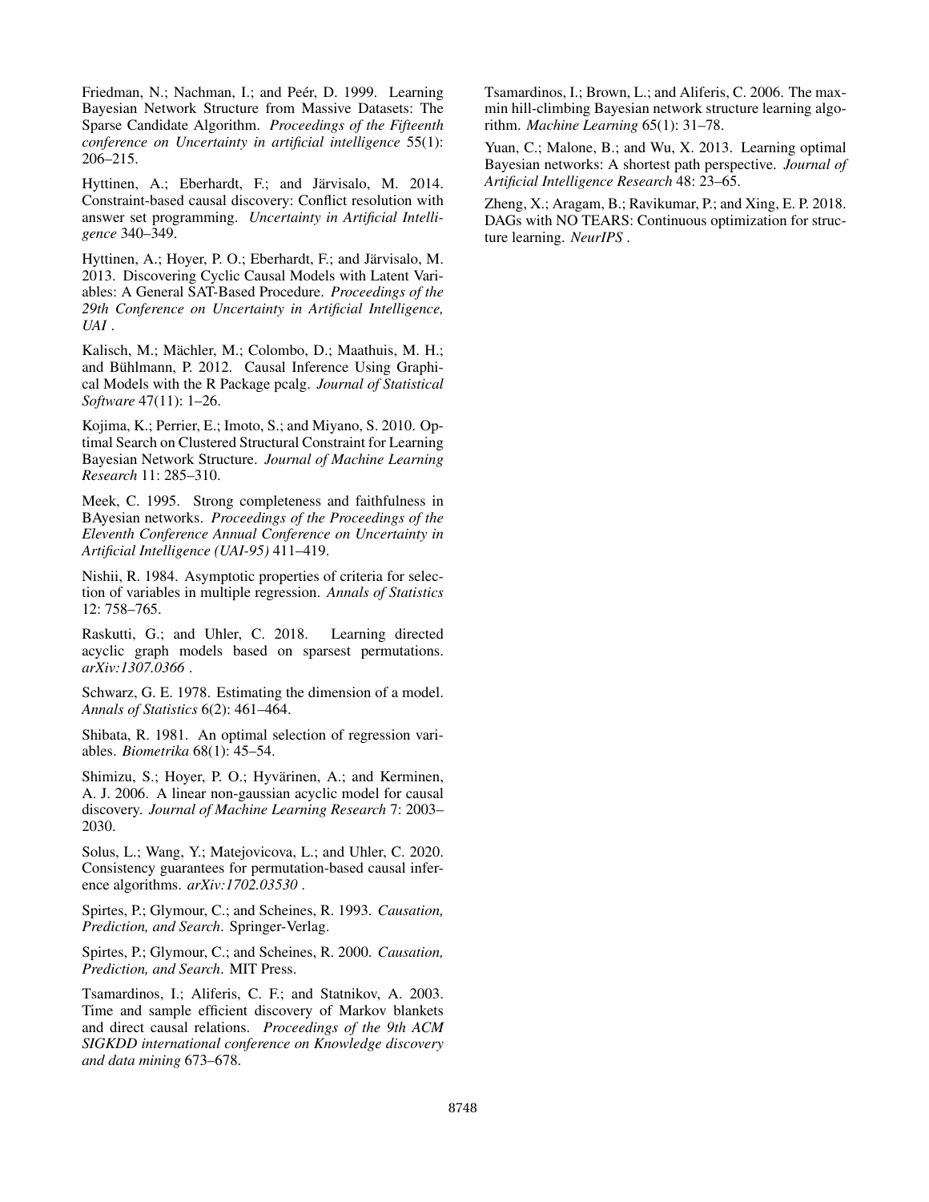Friedman, N.; Nachman, I.; and Peér, D. 1999. Learning Bayesian Network Structure from Massive Datasets: The Sparse Candidate Algorithm. *Proceedings of the Fifteenth conference on Uncertainty in artificial intelligence* 55(1): 206–215.

Hyttinen, A.; Eberhardt, F.; and Järvisalo, M. 2014. Constraint-based causal discovery: Conflict resolution with answer set programming. *Uncertainty in Artificial Intelligence* 340–349.

Hyttinen, A.; Hoyer, P. O.; Eberhardt, F.; and Järvisalo, M. 2013. Discovering Cyclic Causal Models with Latent Variables: A General SAT-Based Procedure. *Proceedings of the 29th Conference on Uncertainty in Artificial Intelligence, UAI* .

Kalisch, M.; Mächler, M.; Colombo, D.; Maathuis, M. H.; and Bühlmann, P. 2012. Causal Inference Using Graphical Models with the R Package pcalg. *Journal of Statistical Software* 47(11): 1–26.

Kojima, K.; Perrier, E.; Imoto, S.; and Miyano, S. 2010. Optimal Search on Clustered Structural Constraint for Learning Bayesian Network Structure. *Journal of Machine Learning Research* 11: 285–310.

Meek, C. 1995. Strong completeness and faithfulness in BAyesian networks. *Proceedings of the Proceedings of the Eleventh Conference Annual Conference on Uncertainty in Artificial Intelligence (UAI-95)* 411–419.

Nishii, R. 1984. Asymptotic properties of criteria for selection of variables in multiple regression. *Annals of Statistics* 12: 758–765.

Raskutti, G.; and Uhler, C. 2018. Learning directed acyclic graph models based on sparsest permutations. *arXiv:1307.0366* .

Schwarz, G. E. 1978. Estimating the dimension of a model. *Annals of Statistics* 6(2): 461–464.

Shibata, R. 1981. An optimal selection of regression variables. *Biometrika* 68(1): 45–54.

Shimizu, S.; Hoyer, P. O.; Hyvärinen, A.; and Kerminen, A. J. 2006. A linear non-gaussian acyclic model for causal discovery. *Journal of Machine Learning Research* 7: 2003–2030.

Solus, L.; Wang, Y.; Matejovicova, L.; and Uhler, C. 2020. Consistency guarantees for permutation-based causal inference algorithms. *arXiv:1702.03530* .

Spirtes, P.; Glymour, C.; and Scheines, R. 1993. *Causation, Prediction, and Search*. Springer-Verlag.

Spirtes, P.; Glymour, C.; and Scheines, R. 2000. *Causation, Prediction, and Search*. MIT Press.

Tsamardinos, I.; Aliferis, C. F.; and Statnikov, A. 2003. Time and sample efficient discovery of Markov blankets and direct causal relations. *Proceedings of the 9th ACM SIGKDD international conference on Knowledge discovery and data mining* 673–678.

Tsamardinos, I.; Brown, L.; and Aliferis, C. 2006. The max-min hill-climbing Bayesian network structure learning algorithm. *Machine Learning* 65(1): 31–78.

Yuan, C.; Malone, B.; and Wu, X. 2013. Learning optimal Bayesian networks: A shortest path perspective. *Journal of Artificial Intelligence Research* 48: 23–65.

Zheng, X.; Aragam, B.; Ravikumar, P.; and Xing, E. P. 2018. DAGs with NO TEARS: Continuous optimization for structure learning. *NeurIPS* .